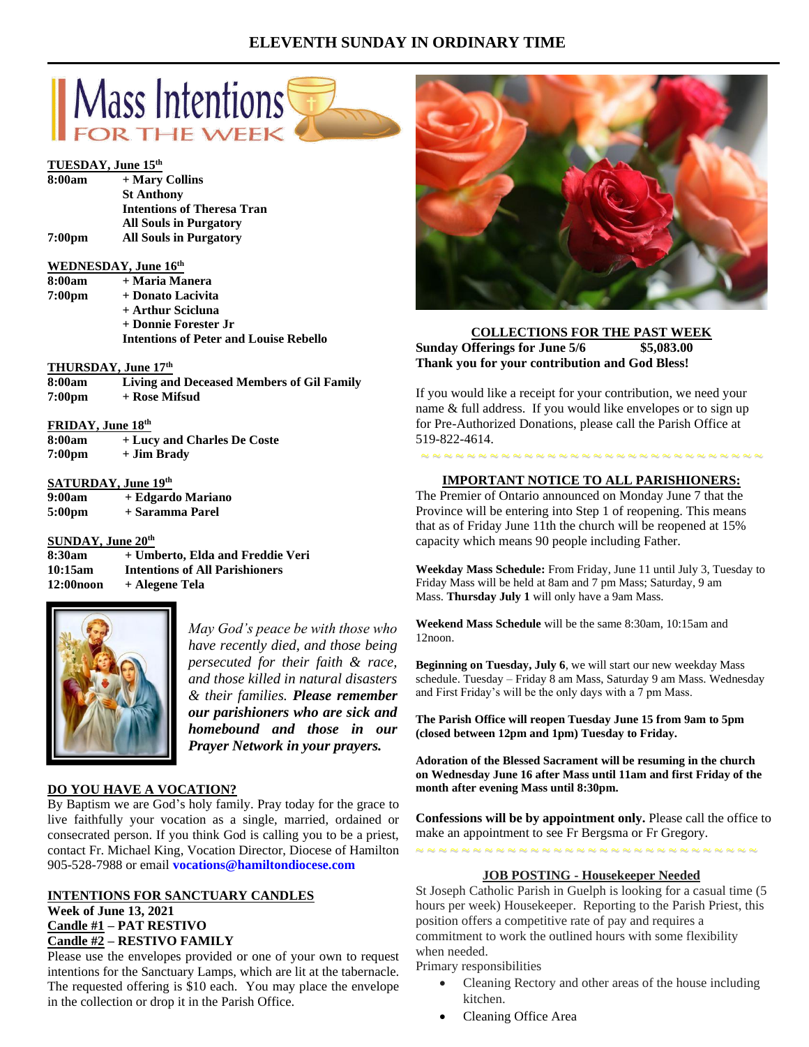# ELEVENTH SUNDAY IN ORDINARY TIME

## Mass Intentions FOR THE WEEK

**TUESDAY, June 15th**

| | |
|---|---|
| **8:00am** | **+ Mary Collins** |
| | **St Anthony** |
| | **Intentions of Theresa Tran** |
| | **All Souls in Purgatory** |
| **7:00pm** | **All Souls in Purgatory** |

**WEDNESDAY, June 16th**

| | |
|---|---|
| **8:00am** | **+ Maria Manera** |
| **7:00pm** | **+ Donato Lacivita** |
| | **+ Arthur Scicluna** |
| | **+ Donnie Forester Jr** |
| | **Intentions of Peter and Louise Rebello** |

**THURSDAY, June 17th**

| | |
|---|---|
| **8:00am** | **Living and Deceased Members of Gil Family** |
| **7:00pm** | **+ Rose Mifsud** |

**FRIDAY, June 18th**

| | |
|---|---|
| **8:00am** | **+ Lucy and Charles De Coste** |
| **7:00pm** | **+ Jim Brady** |

**SATURDAY, June 19th**

| | |
|---|---|
| **9:00am** | **+ Edgardo Mariano** |
| **5:00pm** | **+ Saramma Parel** |

**SUNDAY, June 20th**

| | |
|---|---|
| **8:30am** | **+ Umberto, Elda and Freddie Veri** |
| **10:15am** | **Intentions of All Parishioners** |
| **12:00noon** | **+ Alegene Tela** |

*May God's peace be with those who have recently died, and those being persecuted for their faith & race, and those killed in natural disasters & their families.* ***Please remember our parishioners who are sick and homebound and those in our Prayer Network in your prayers.***

**DO YOU HAVE A VOCATION?**

By Baptism we are God's holy family. Pray today for the grace to live faithfully your vocation as a single, married, ordained or consecrated person. If you think God is calling you to be a priest, contact Fr. Michael King, Vocation Director, Diocese of Hamilton 905-528-7988 or email **vocations@hamiltondiocese.com**

**INTENTIONS FOR SANCTUARY CANDLES**
**Week of June 13, 2021**
**Candle #1 – PAT RESTIVO**
**Candle #2 – RESTIVO FAMILY**

Please use the envelopes provided or one of your own to request intentions for the Sanctuary Lamps, which are lit at the tabernacle. The requested offering is $10 each. You may place the envelope in the collection or drop it in the Parish Office.

**COLLECTIONS FOR THE PAST WEEK**

**Sunday Offerings for June 5/6 $5,083.00**
**Thank you for your contribution and God Bless!**

If you would like a receipt for your contribution, we need your name & full address. If you would like envelopes or to sign up for Pre-Authorized Donations, please call the Parish Office at 519-822-4614.

**IMPORTANT NOTICE TO ALL PARISHIONERS:**

The Premier of Ontario announced on Monday June 7 that the Province will be entering into Step 1 of reopening. This means that as of Friday June 11th the church will be reopened at 15% capacity which means 90 people including Father.

**Weekday Mass Schedule:** From Friday, June 11 until July 3, Tuesday to Friday Mass will be held at 8am and 7 pm Mass; Saturday, 9 am Mass. **Thursday July 1** will only have a 9am Mass.

**Weekend Mass Schedule** will be the same 8:30am, 10:15am and 12noon.

**Beginning on Tuesday, July 6**, we will start our new weekday Mass schedule. Tuesday – Friday 8 am Mass, Saturday 9 am Mass. Wednesday and First Friday's will be the only days with a 7 pm Mass.

**The Parish Office will reopen Tuesday June 15 from 9am to 5pm (closed between 12pm and 1pm) Tuesday to Friday.**

**Adoration of the Blessed Sacrament will be resuming in the church on Wednesday June 16 after Mass until 11am and first Friday of the month after evening Mass until 8:30pm.**

**Confessions will be by appointment only.** Please call the office to make an appointment to see Fr Bergsma or Fr Gregory.

**JOB POSTING - Housekeeper Needed**

St Joseph Catholic Parish in Guelph is looking for a casual time (5 hours per week) Housekeeper. Reporting to the Parish Priest, this position offers a competitive rate of pay and requires a commitment to work the outlined hours with some flexibility when needed.

Primary responsibilities

- Cleaning Rectory and other areas of the house including kitchen.
- Cleaning Office Area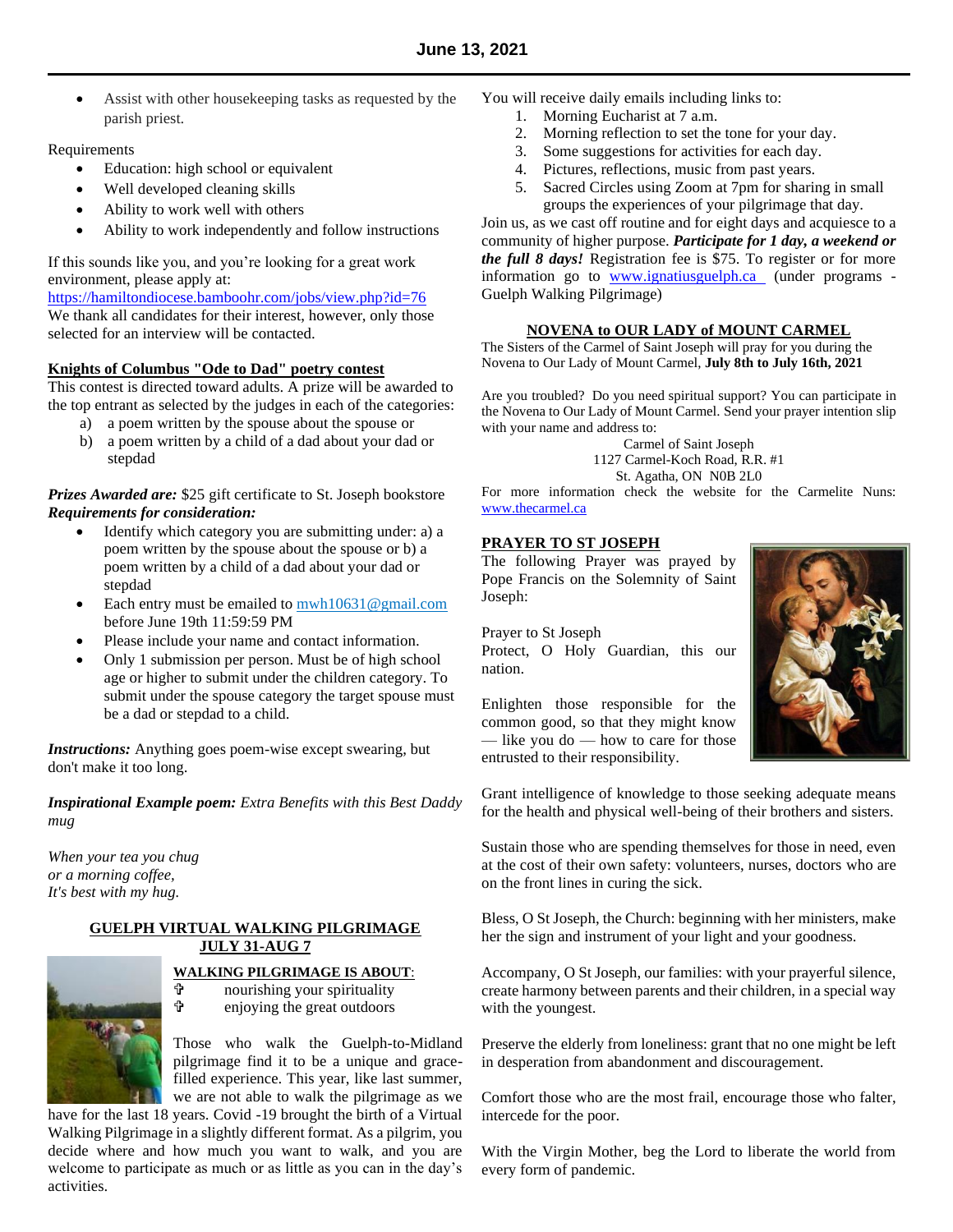- Assist with other housekeeping tasks as requested by the parish priest.

Requirements

- Education: high school or equivalent
- Well developed cleaning skills
- Ability to work well with others
- Ability to work independently and follow instructions

If this sounds like you, and you're looking for a great work environment, please apply at:
https://hamiltondiocese.bamboohr.com/jobs/view.php?id=76
We thank all candidates for their interest, however, only those selected for an interview will be contacted.

## Knights of Columbus "Ode to Dad" poetry contest

This contest is directed toward adults. A prize will be awarded to the top entrant as selected by the judges in each of the categories:

a) a poem written by the spouse about the spouse or
b) a poem written by a child of a dad about your dad or stepdad

***Prizes Awarded are:*** $25 gift certificate to St. Joseph bookstore
***Requirements for consideration:***

- Identify which category you are submitting under: a) a poem written by the spouse about the spouse or b) a poem written by a child of a dad about your dad or stepdad
- Each entry must be emailed to mwh10631@gmail.com before June 19th 11:59:59 PM
- Please include your name and contact information.
- Only 1 submission per person. Must be of high school age or higher to submit under the children category. To submit under the spouse category the target spouse must be a dad or stepdad to a child.

***Instructions:*** Anything goes poem-wise except swearing, but don't make it too long.

***Inspirational Example poem:*** *Extra Benefits with this Best Daddy mug*

*When your tea you chug*
*or a morning coffee,*
*It's best with my hug.*

## GUELPH VIRTUAL WALKING PILGRIMAGE JULY 31-AUG 7

**WALKING PILGRIMAGE IS ABOUT:**

✞ nourishing your spirituality
✞ enjoying the great outdoors

Those who walk the Guelph-to-Midland pilgrimage find it to be a unique and grace-filled experience. This year, like last summer, we are not able to walk the pilgrimage as we have for the last 18 years. Covid -19 brought the birth of a Virtual Walking Pilgrimage in a slightly different format. As a pilgrim, you decide where and how much you want to walk, and you are welcome to participate as much or as little as you can in the day's activities.

You will receive daily emails including links to:

1. Morning Eucharist at 7 a.m.
2. Morning reflection to set the tone for your day.
3. Some suggestions for activities for each day.
4. Pictures, reflections, music from past years.
5. Sacred Circles using Zoom at 7pm for sharing in small groups the experiences of your pilgrimage that day.

Join us, as we cast off routine and for eight days and acquiesce to a community of higher purpose. ***Participate for 1 day, a weekend or the full 8 days!*** Registration fee is $75. To register or for more information go to www.ignatiusguelph.ca (under programs - Guelph Walking Pilgrimage)

## NOVENA to OUR LADY of MOUNT CARMEL

The Sisters of the Carmel of Saint Joseph will pray for you during the Novena to Our Lady of Mount Carmel, **July 8th to July 16th, 2021**

Are you troubled? Do you need spiritual support? You can participate in the Novena to Our Lady of Mount Carmel. Send your prayer intention slip with your name and address to:

Carmel of Saint Joseph
1127 Carmel-Koch Road, R.R. #1
St. Agatha, ON N0B 2L0

For more information check the website for the Carmelite Nuns: www.thecarmel.ca

## PRAYER TO ST JOSEPH

The following Prayer was prayed by Pope Francis on the Solemnity of Saint Joseph:

Prayer to St Joseph
Protect, O Holy Guardian, this our nation.

Enlighten those responsible for the common good, so that they might know — like you do — how to care for those entrusted to their responsibility.

Grant intelligence of knowledge to those seeking adequate means for the health and physical well-being of their brothers and sisters.

Sustain those who are spending themselves for those in need, even at the cost of their own safety: volunteers, nurses, doctors who are on the front lines in curing the sick.

Bless, O St Joseph, the Church: beginning with her ministers, make her the sign and instrument of your light and your goodness.

Accompany, O St Joseph, our families: with your prayerful silence, create harmony between parents and their children, in a special way with the youngest.

Preserve the elderly from loneliness: grant that no one might be left in desperation from abandonment and discouragement.

Comfort those who are the most frail, encourage those who falter, intercede for the poor.

With the Virgin Mother, beg the Lord to liberate the world from every form of pandemic.